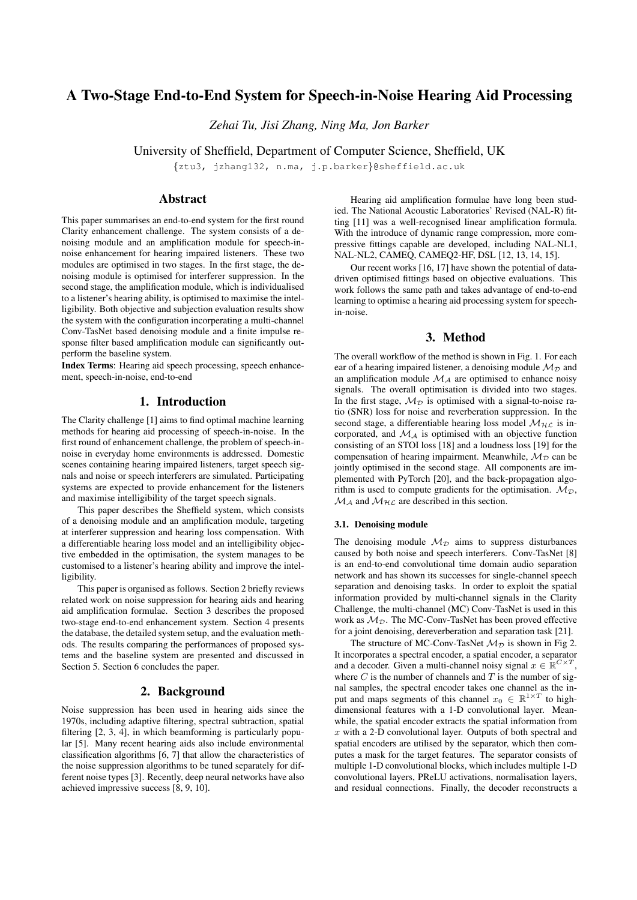# A Two-Stage End-to-End System for Speech-in-Noise Hearing Aid Processing

*Zehai Tu, Jisi Zhang, Ning Ma, Jon Barker*

University of Sheffield, Department of Computer Science, Sheffield, UK

{ztu3, jzhang132, n.ma, j.p.barker}@sheffield.ac.uk

## Abstract

This paper summarises an end-to-end system for the first round Clarity enhancement challenge. The system consists of a denoising module and an amplification module for speech-in-noise enhancement for hearing impaired listeners. These two modules are optimised in two stages. In the first stage, the denoising module is optimised for interferer suppression. In the second stage, the amplification module, which is individualised to a listener's hearing ability, is optimised to maximise the intelligibility. Both objective and subjection evaluation results show the system with the configuration incorperating a multi-channel Conv-TasNet based denoising module and a finite impulse response filter based amplification module can significantly outperform the baseline system.

**Index Terms**: Hearing aid speech processing, speech enhancement, speech-in-noise, end-to-end

## 1. Introduction

The Clarity challenge [1] aims to find optimal machine learning methods for hearing aid processing of speech-in-noise. In the first round of enhancement challenge, the problem of speech-in-noise in everyday home environments is addressed. Domestic scenes containing hearing impaired listeners, target speech signals and noise or speech interferers are simulated. Participating systems are expected to provide enhancement for the listeners and maximise intelligibility of the target speech signals.

This paper describes the Sheffield system, which consists of a denoising module and an amplification module, targeting at interferer suppression and hearing loss compensation. With a differentiable hearing loss model and an intelligibility objective embedded in the optimisation, the system manages to be customised to a listener's hearing ability and improve the intelligibility.

This paper is organised as follows. Section 2 briefly reviews related work on noise suppression for hearing aids and hearing aid amplification formulae. Section 3 describes the proposed two-stage end-to-end enhancement system. Section 4 presents the database, the detailed system setup, and the evaluation methods. The results comparing the performances of proposed systems and the baseline system are presented and discussed in Section 5. Section 6 concludes the paper.

## 2. Background

Noise suppression has been used in hearing aids since the 1970s, including adaptive filtering, spectral subtraction, spatial filtering [2, 3, 4], in which beamforming is particularly popular [5]. Many recent hearing aids also include environmental classification algorithms [6, 7] that allow the characteristics of the noise suppression algorithms to be tuned separately for different noise types [3]. Recently, deep neural networks have also achieved impressive success [8, 9, 10].

Hearing aid amplification formulae have long been studied. The National Acoustic Laboratories' Revised (NAL-R) fitting [11] was a well-recognised linear amplification formula. With the introduce of dynamic range compression, more compressive fittings capable are developed, including NAL-NL1, NAL-NL2, CAMEQ, CAMEQ2-HF, DSL [12, 13, 14, 15].

Our recent works [16, 17] have shown the potential of data-driven optimised fittings based on objective evaluations. This work follows the same path and takes advantage of end-to-end learning to optimise a hearing aid processing system for speech-in-noise.

## 3. Method

The overall workflow of the method is shown in Fig. 1. For each ear of a hearing impaired listener, a denoising module $\mathcal{M}_{\mathcal{D}}$ and an amplification module $\mathcal{M}_{\mathcal{A}}$ are optimised to enhance noisy signals. The overall optimisation is divided into two stages. In the first stage, $\mathcal{M}_{\mathcal{D}}$ is optimised with a signal-to-noise ratio (SNR) loss for noise and reverberation suppression. In the second stage, a differentiable hearing loss model $\mathcal{M}_{\mathcal{HL}}$ is incorporated, and $\mathcal{M}_{\mathcal{A}}$ is optimised with an objective function consisting of an STOI loss [18] and a loudness loss [19] for the compensation of hearing impairment. Meanwhile, $\mathcal{M}_{\mathcal{D}}$ can be jointly optimised in the second stage. All components are implemented with PyTorch [20], and the back-propagation algorithm is used to compute gradients for the optimisation. $\mathcal{M}_{\mathcal{D}}$, $\mathcal{M}_{\mathcal{A}}$ and $\mathcal{M}_{\mathcal{HL}}$ are described in this section.

### 3.1. Denoising module

The denoising module $\mathcal{M}_{\mathcal{D}}$ aims to suppress disturbances caused by both noise and speech interferers. Conv-TasNet [8] is an end-to-end convolutional time domain audio separation network and has shown its successes for single-channel speech separation and denoising tasks. In order to exploit the spatial information provided by multi-channel signals in the Clarity Challenge, the multi-channel (MC) Conv-TasNet is used in this work as $\mathcal{M}_{\mathcal{D}}$. The MC-Conv-TasNet has been proved effective for a joint denoising, dereverberation and separation task [21].

The structure of MC-Conv-TasNet $\mathcal{M}_{\mathcal{D}}$ is shown in Fig 2. It incorporates a spectral encoder, a spatial encoder, a separator and a decoder. Given a multi-channel noisy signal $x \in \mathbb{R}^{C \times T}$, where $C$ is the number of channels and $T$ is the number of signal samples, the spectral encoder takes one channel as the input and maps segments of this channel $x_0 \in \mathbb{R}^{1 \times T}$ to high-dimensional features with a 1-D convolutional layer. Meanwhile, the spatial encoder extracts the spatial information from $x$ with a 2-D convolutional layer. Outputs of both spectral and spatial encoders are utilised by the separator, which then computes a mask for the target features. The separator consists of multiple 1-D convolutional blocks, which includes multiple 1-D convolutional layers, PReLU activations, normalisation layers, and residual connections. Finally, the decoder reconstructs a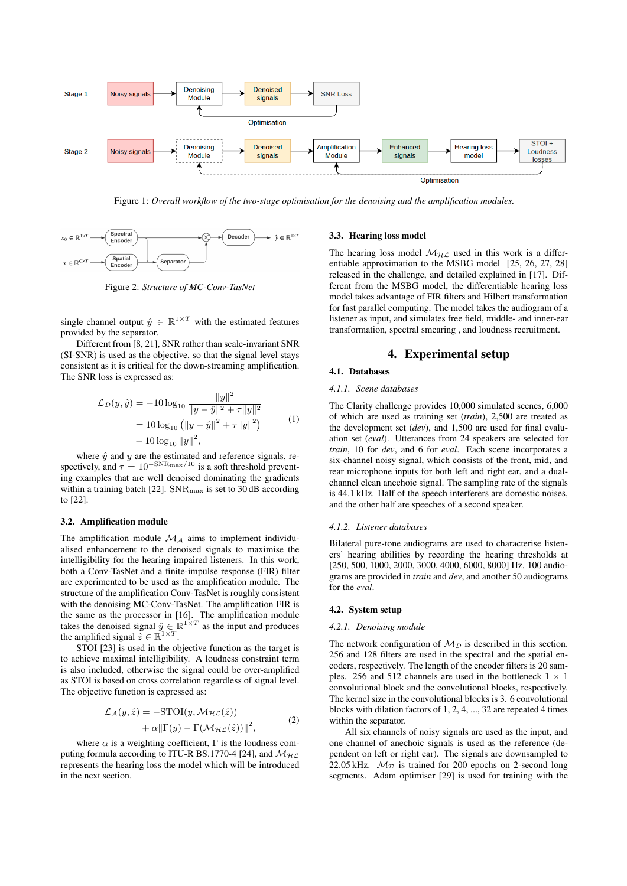Figure 1: *Overall workflow of the two-stage optimisation for the denoising and the amplification modules.*

Figure 2: *Structure of MC-Conv-TasNet*

single channel output $\hat{y} \in \mathbb{R}^{1\times T}$ with the estimated features provided by the separator.

Different from [8, 21], SNR rather than scale-invariant SNR (SI-SNR) is used as the objective, so that the signal level stays consistent as it is critical for the down-streaming amplification. The SNR loss is expressed as:

$$
\begin{aligned}
\mathcal{L}_{\mathcal{D}}(y, \hat{y}) &= -10\log_{10}\frac{\|y\|^2}{\|y-\hat{y}\|^2+\tau\|y\|^2} \\
&= 10\log_{10}\left(\|y-\hat{y}\|^2+\tau\|y\|^2\right) \\
&\quad -10\log_{10}\|y\|^2,
\end{aligned}
\tag{1}
$$

where $\hat{y}$ and $y$ are the estimated and reference signals, respectively, and $\tau = 10^{-\mathrm{SNR}_{\max}/10}$ is a soft threshold preventing examples that are well denoised dominating the gradients within a training batch [22]. $\mathrm{SNR}_{\max}$ is set to 30 dB according to [22].

### 3.2. Amplification module

The amplification module $\mathcal{M}_{\mathcal{A}}$ aims to implement individualised enhancement to the denoised signals to maximise the intelligibility for the hearing impaired listeners. In this work, both a Conv-TasNet and a finite-impulse response (FIR) filter are experimented to be used as the amplification module. The structure of the amplification Conv-TasNet is roughly consistent with the denoising MC-Conv-TasNet. The amplification FIR is the same as the processor in [16]. The amplification module takes the denoised signal $\hat{y} \in \mathbb{R}^{1\times T}$ as the input and produces the amplified signal $\hat{z} \in \mathbb{R}^{1\times T}$.

STOI [23] is used in the objective function as the target is to achieve maximal intelligibility. A loudness constraint term is also included, otherwise the signal could be over-amplified as STOI is based on cross correlation regardless of signal level. The objective function is expressed as:

$$
\begin{aligned}
\mathcal{L}_{\mathcal{A}}(y, \hat{z}) &= -\mathrm{STOI}(y, \mathcal{M}_{\mathcal{HL}}(\hat{z})) \\
&\quad + \alpha\|\Gamma(y) - \Gamma(\mathcal{M}_{\mathcal{HL}}(\hat{z}))\|^2,
\end{aligned}
\tag{2}
$$

where $\alpha$ is a weighting coefficient, $\Gamma$ is the loudness computing formula according to ITU-R BS.1770-4 [24], and $\mathcal{M}_{\mathcal{HL}}$ represents the hearing loss the model which will be introduced in the next section.

### 3.3. Hearing loss model

The hearing loss model $\mathcal{M}_{\mathcal{HL}}$ used in this work is a differentiable approximation to the MSBG model [25, 26, 27, 28] released in the challenge, and detailed explained in [17]. Different from the MSBG model, the differentiable hearing loss model takes advantage of FIR filters and Hilbert transformation for fast parallel computing. The model takes the audiogram of a listener as input, and simulates free field, middle- and inner-ear transformation, spectral smearing , and loudness recruitment.

## 4. Experimental setup

### 4.1. Databases

#### 4.1.1. Scene databases

The Clarity challenge provides 10,000 simulated scenes, 6,000 of which are used as training set (*train*), 2,500 are treated as the development set (*dev*), and 1,500 are used for final evaluation set (*eval*). Utterances from 24 speakers are selected for *train*, 10 for *dev*, and 6 for *eval*. Each scene incorporates a six-channel noisy signal, which consists of the front, mid, and rear microphone inputs for both left and right ear, and a dual-channel clean anechoic signal. The sampling rate of the signals is 44.1 kHz. Half of the speech interferers are domestic noises, and the other half are speeches of a second speaker.

#### 4.1.2. Listener databases

Bilateral pure-tone audiograms are used to characterise listeners' hearing abilities by recording the hearing thresholds at [250, 500, 1000, 2000, 3000, 4000, 6000, 8000] Hz. 100 audiograms are provided in *train* and *dev*, and another 50 audiograms for the *eval*.

### 4.2. System setup

#### 4.2.1. Denoising module

The network configuration of $\mathcal{M}_{\mathcal{D}}$ is described in this section. 256 and 128 filters are used in the spectral and the spatial encoders, respectively. The length of the encoder filters is 20 samples. 256 and 512 channels are used in the bottleneck $1 \times 1$ convolutional block and the convolutional blocks, respectively. The kernel size in the convolutional blocks is 3. 6 convolutional blocks with dilation factors of 1, 2, 4, ..., 32 are repeated 4 times within the separator.

All six channels of noisy signals are used as the input, and one channel of anechoic signals is used as the reference (dependent on left or right ear). The signals are downsampled to 22.05 kHz. $\mathcal{M}_{\mathcal{D}}$ is trained for 200 epochs on 2-second long segments. Adam optimiser [29] is used for training with the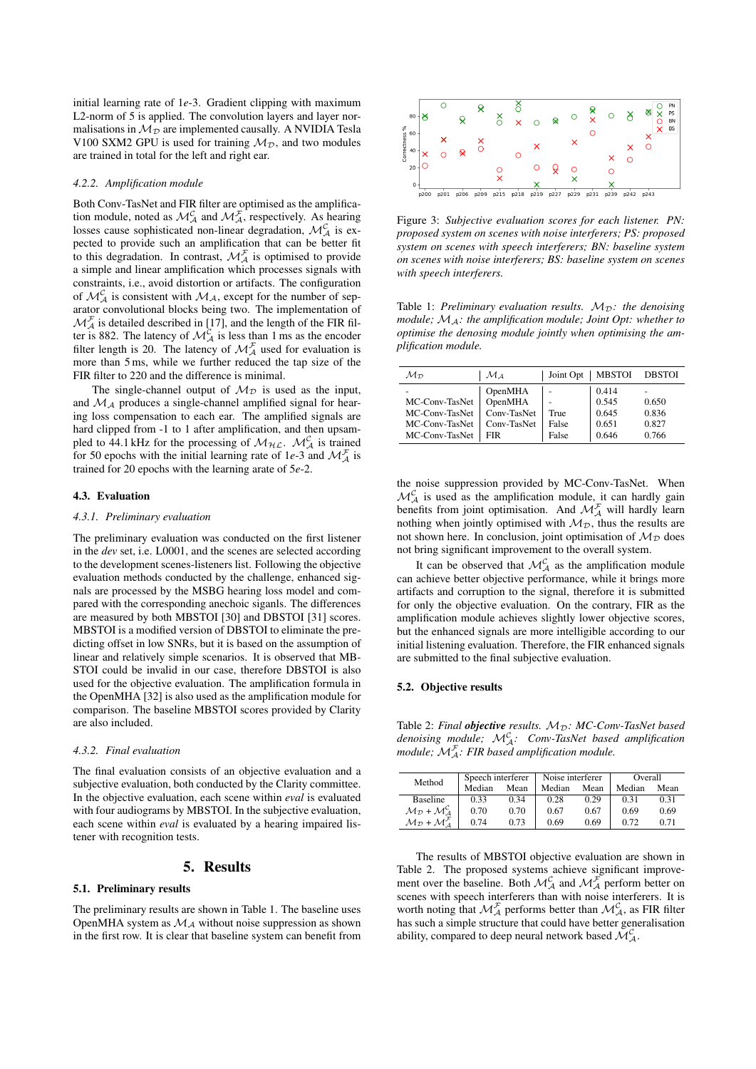initial learning rate of 1$e$-3. Gradient clipping with maximum L2-norm of 5 is applied. The convolution layers and layer normalisations in $\mathcal{M}_{\mathcal{D}}$ are implemented causally. A NVIDIA Tesla V100 SXM2 GPU is used for training $\mathcal{M}_{\mathcal{D}}$, and two modules are trained in total for the left and right ear.

#### 4.2.2. Amplification module

Both Conv-TasNet and FIR filter are optimised as the amplification module, noted as $\mathcal{M}_{\mathcal{A}}^{\mathcal{C}}$ and $\mathcal{M}_{\mathcal{A}}^{\mathcal{F}}$, respectively. As hearing losses cause sophisticated non-linear degradation, $\mathcal{M}_{\mathcal{A}}^{\mathcal{C}}$ is expected to provide such an amplification that can be better fit to this degradation. In contrast, $\mathcal{M}_{\mathcal{A}}^{\mathcal{F}}$ is optimised to provide a simple and linear amplification which processes signals with constraints, i.e., avoid distortion or artifacts. The configuration of $\mathcal{M}_{\mathcal{A}}^{\mathcal{C}}$ is consistent with $\mathcal{M}_{\mathcal{A}}$, except for the number of separator convolutional blocks being two. The implementation of $\mathcal{M}_{\mathcal{A}}^{\mathcal{F}}$ is detailed described in [17], and the length of the FIR filter is 882. The latency of $\mathcal{M}_{\mathcal{A}}^{\mathcal{C}}$ is less than 1 ms as the encoder filter length is 20. The latency of $\mathcal{M}_{\mathcal{A}}^{\mathcal{F}}$ used for evaluation is more than 5 ms, while we further reduced the tap size of the FIR filter to 220 and the difference is minimal.

The single-channel output of $\mathcal{M}_{\mathcal{D}}$ is used as the input, and $\mathcal{M}_{\mathcal{A}}$ produces a single-channel amplified signal for hearing loss compensation to each ear. The amplified signals are hard clipped from -1 to 1 after amplification, and then upsampled to 44.1 kHz for the processing of $\mathcal{M}_{\mathcal{HL}}$. $\mathcal{M}_{\mathcal{A}}^{\mathcal{C}}$ is trained for 50 epochs with the initial learning rate of 1$e$-3 and $\mathcal{M}_{\mathcal{A}}^{\mathcal{F}}$ is trained for 20 epochs with the learning arate of 5$e$-2.

### 4.3. Evaluation

#### 4.3.1. Preliminary evaluation

The preliminary evaluation was conducted on the first listener in the *dev* set, i.e. L0001, and the scenes are selected according to the development scenes-listeners list. Following the objective evaluation methods conducted by the challenge, enhanced signals are processed by the MSBG hearing loss model and compared with the corresponding anechoic sigals. The differences are measured by both MBSTOI [30] and DBSTOI [31] scores. MBSTOI is a modified version of DBSTOI to eliminate the predicting offset in low SNRs, but it is based on the assumption of linear and relatively simple scenarios. It is observed that MBSTOI could be invalid in our case, therefore DBSTOI is also used for the objective evaluation. The amplification formula in the OpenMHA [32] is also used as the amplification module for comparison. The baseline MBSTOI scores provided by Clarity are also included.

#### 4.3.2. Final evaluation

The final evaluation consists of an objective evaluation and a subjective evaluation, both conducted by the Clarity committee. In the objective evaluation, each scene within *eval* is evaluated with four audiograms by MBSTOI. In the subjective evaluation, each scene within *eval* is evaluated by a hearing impaired listener with recognition tests.

## 5. Results

### 5.1. Preliminary results

The preliminary results are shown in Table 1. The baseline uses OpenMHA system as $\mathcal{M}_{\mathcal{A}}$ without noise suppression as shown in the first row. It is clear that baseline system can benefit from

Figure 3: *Subjective evaluation scores for each listener. PN: proposed system on scenes with noise interferers; PS: proposed system on scenes with speech interferers; BN: baseline system on scenes with noise interferers; BS: baseline system on scenes with speech interferers.*

Table 1: *Preliminary evaluation results. $\mathcal{M}_{\mathcal{D}}$: the denoising module; $\mathcal{M}_{\mathcal{A}}$: the amplification module; Joint Opt: whether to optimise the denosing module jointly when optimising the amplification module.*

| $\mathcal{M}_{\mathcal{D}}$ | $\mathcal{M}_{\mathcal{A}}$ | Joint Opt | MBSTOI | DBSTOI |
|---|---|---|---|---|
| - | OpenMHA | - | 0.414 | - |
| MC-Conv-TasNet | OpenMHA | - | 0.545 | 0.650 |
| MC-Conv-TasNet | Conv-TasNet | True | 0.645 | 0.836 |
| MC-Conv-TasNet | Conv-TasNet | False | 0.651 | 0.827 |
| MC-Conv-TasNet | FIR | False | 0.646 | 0.766 |

the noise suppression provided by MC-Conv-TasNet. When $\mathcal{M}_{\mathcal{A}}^{\mathcal{C}}$ is used as the amplification module, it can hardly gain benefits from joint optimisation. And $\mathcal{M}_{\mathcal{A}}^{\mathcal{F}}$ will hardly learn nothing when jointly optimised with $\mathcal{M}_{\mathcal{D}}$, thus the results are not shown here. In conclusion, joint optimisation of $\mathcal{M}_{\mathcal{D}}$ does not bring significant improvement to the overall system.

It can be observed that $\mathcal{M}_{\mathcal{A}}^{\mathcal{C}}$ as the amplification module can achieve better objective performance, while it brings more artifacts and corruption to the signal, therefore it is submitted for only the objective evaluation. On the contrary, FIR as the amplification module achieves slightly lower objective scores, but the enhanced signals are more intelligible according to our initial listening evaluation. Therefore, the FIR enhanced signals are submitted to the final subjective evaluation.

### 5.2. Objective results

Table 2: *Final* ***objective*** *results. $\mathcal{M}_{\mathcal{D}}$: MC-Conv-TasNet based denoising module; $\mathcal{M}_{\mathcal{A}}^{\mathcal{C}}$: Conv-TasNet based amplification module; $\mathcal{M}_{\mathcal{A}}^{\mathcal{F}}$: FIR based amplification module.*

| Method | Speech interferer | | Noise interferer | | Overall | |
|---|---|---|---|---|---|---|
| | Median | Mean | Median | Mean | Median | Mean |
| Baseline | 0.33 | 0.34 | 0.28 | 0.29 | 0.31 | 0.31 |
| $\mathcal{M}_{\mathcal{D}}$ + $\mathcal{M}_{\mathcal{A}}^{\mathcal{C}}$ | 0.70 | 0.70 | 0.67 | 0.67 | 0.69 | 0.69 |
| $\mathcal{M}_{\mathcal{D}}$ + $\mathcal{M}_{\mathcal{A}}^{\mathcal{F}}$ | 0.74 | 0.73 | 0.69 | 0.69 | 0.72 | 0.71 |

The results of MBSTOI objective evaluation are shown in Table 2. The proposed systems achieve significant improvement over the baseline. Both $\mathcal{M}_{\mathcal{A}}^{\mathcal{C}}$ and $\mathcal{M}_{\mathcal{A}}^{\mathcal{F}}$ perform better on scenes with speech interferers than with noise interferers. It is worth noting that $\mathcal{M}_{\mathcal{A}}^{\mathcal{F}}$ performs better than $\mathcal{M}_{\mathcal{A}}^{\mathcal{C}}$, as FIR filter has such a simple structure that could have better generalisation ability, compared to deep neural network based $\mathcal{M}_{\mathcal{A}}^{\mathcal{C}}$.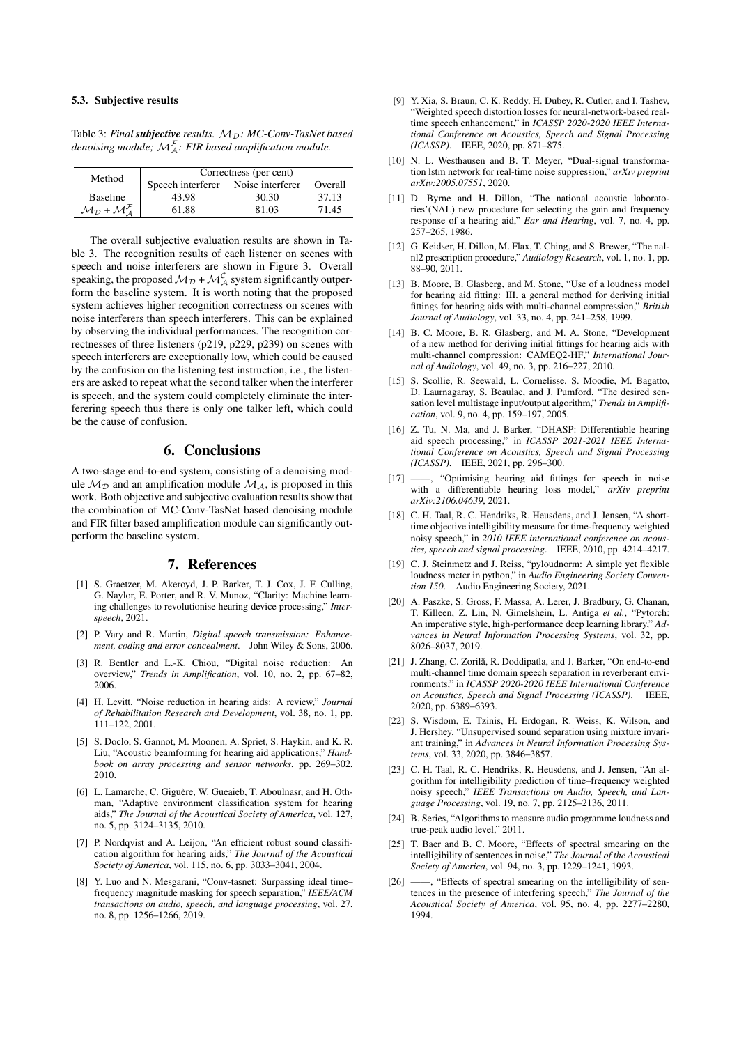### 5.3. Subjective results

Table 3: *Final **subjective** results. $\mathcal{M}_{\mathcal{D}}$: MC-Conv-TasNet based denoising module; $\mathcal{M}_{\mathcal{A}}^{\mathcal{F}}$: FIR based amplification module.*

| Method | Correctness (per cent) | | |
|---|---|---|---|
| | Speech interferer | Noise interferer | Overall |
| Baseline | 43.98 | 30.30 | 37.13 |
| $\mathcal{M}_{\mathcal{D}} + \mathcal{M}_{\mathcal{A}}^{\mathcal{F}}$ | 61.88 | 81.03 | 71.45 |

The overall subjective evaluation results are shown in Table 3. The recognition results of each listener on scenes with speech and noise interferers are shown in Figure 3. Overall speaking, the proposed $\mathcal{M}_{\mathcal{D}} + \mathcal{M}_{\mathcal{A}}^{\mathcal{C}}$ system significantly outperform the baseline system. It is worth noting that the proposed system achieves higher recognition correctness on scenes with noise interferers than speech interferers. This can be explained by observing the individual performances. The recognition correctnesses of three listeners (p219, p229, p239) on scenes with speech interferers are exceptionally low, which could be caused by the confusion on the listening test instruction, i.e., the listeners are asked to repeat what the second talker when the interferer is speech, and the system could completely eliminate the interfering speech thus there is only one talker left, which could be the cause of confusion.

## 6. Conclusions

A two-stage end-to-end system, consisting of a denoising module $\mathcal{M}_{\mathcal{D}}$ and an amplification module $\mathcal{M}_{\mathcal{A}}$, is proposed in this work. Both objective and subjective evaluation results show that the combination of MC-Conv-TasNet based denoising module and FIR filter based amplification module can significantly outperform the baseline system.

## 7. References

[1] S. Graetzer, M. Akeroyd, J. P. Barker, T. J. Cox, J. F. Culling, G. Naylor, E. Porter, and R. V. Munoz, "Clarity: Machine learning challenges to revolutionise hearing device processing," *Interspeech*, 2021.

[2] P. Vary and R. Martin, *Digital speech transmission: Enhancement, coding and error concealment*. John Wiley & Sons, 2006.

[3] R. Bentler and L.-K. Chiou, "Digital noise reduction: An overview," *Trends in Amplification*, vol. 10, no. 2, pp. 67–82, 2006.

[4] H. Levitt, "Noise reduction in hearing aids: A review," *Journal of Rehabilitation Research and Development*, vol. 38, no. 1, pp. 111–122, 2001.

[5] S. Doclo, S. Gannot, M. Moonen, A. Spriet, S. Haykin, and K. R. Liu, "Acoustic beamforming for hearing aid applications," *Handbook on array processing and sensor networks*, pp. 269–302, 2010.

[6] L. Lamarche, C. Giguère, W. Gueaieb, T. Aboulnasr, and H. Othman, "Adaptive environment classification system for hearing aids," *The Journal of the Acoustical Society of America*, vol. 127, no. 5, pp. 3124–3135, 2010.

[7] P. Nordqvist and A. Leijon, "An efficient robust sound classification algorithm for hearing aids," *The Journal of the Acoustical Society of America*, vol. 115, no. 6, pp. 3033–3041, 2004.

[8] Y. Luo and N. Mesgarani, "Conv-tasnet: Surpassing ideal time–frequency magnitude masking for speech separation," *IEEE/ACM transactions on audio, speech, and language processing*, vol. 27, no. 8, pp. 1256–1266, 2019.

[9] Y. Xia, S. Braun, C. K. Reddy, H. Dubey, R. Cutler, and I. Tashev, "Weighted speech distortion losses for neural-network-based real-time speech enhancement," in *ICASSP 2020-2020 IEEE International Conference on Acoustics, Speech and Signal Processing (ICASSP)*. IEEE, 2020, pp. 871–875.

[10] N. L. Westhausen and B. T. Meyer, "Dual-signal transformation lstm network for real-time noise suppression," *arXiv preprint arXiv:2005.07551*, 2020.

[11] D. Byrne and H. Dillon, "The national acoustic laboratories'(NAL) new procedure for selecting the gain and frequency response of a hearing aid," *Ear and Hearing*, vol. 7, no. 4, pp. 257–265, 1986.

[12] G. Keidser, H. Dillon, M. Flax, T. Ching, and S. Brewer, "The nal-nl2 prescription procedure," *Audiology Research*, vol. 1, no. 1, pp. 88–90, 2011.

[13] B. Moore, B. Glasberg, and M. Stone, "Use of a loudness model for hearing aid fitting: III. a general method for deriving initial fittings for hearing aids with multi-channel compression," *British Journal of Audiology*, vol. 33, no. 4, pp. 241–258, 1999.

[14] B. C. Moore, B. R. Glasberg, and M. A. Stone, "Development of a new method for deriving initial fittings for hearing aids with multi-channel compression: CAMEQ2-HF," *International Journal of Audiology*, vol. 49, no. 3, pp. 216–227, 2010.

[15] S. Scollie, R. Seewald, L. Cornelisse, S. Moodie, M. Bagatto, D. Laurnagaray, S. Beaulac, and J. Pumford, "The desired sensation level multistage input/output algorithm," *Trends in Amplification*, vol. 9, no. 4, pp. 159–197, 2005.

[16] Z. Tu, N. Ma, and J. Barker, "DHASP: Differentiable hearing aid speech processing," in *ICASSP 2021-2021 IEEE International Conference on Acoustics, Speech and Signal Processing (ICASSP)*. IEEE, 2021, pp. 296–300.

[17] ——, "Optimising hearing aid fittings for speech in noise with a differentiable hearing loss model," *arXiv preprint arXiv:2106.04639*, 2021.

[18] C. H. Taal, R. C. Hendriks, R. Heusdens, and J. Jensen, "A short-time objective intelligibility measure for time-frequency weighted noisy speech," in *2010 IEEE international conference on acoustics, speech and signal processing*. IEEE, 2010, pp. 4214–4217.

[19] C. J. Steinmetz and J. Reiss, "pyloudnorm: A simple yet flexible loudness meter in python," in *Audio Engineering Society Convention 150*. Audio Engineering Society, 2021.

[20] A. Paszke, S. Gross, F. Massa, A. Lerer, J. Bradbury, G. Chanan, T. Killeen, Z. Lin, N. Gimelshein, L. Antiga *et al.*, "Pytorch: An imperative style, high-performance deep learning library," *Advances in Neural Information Processing Systems*, vol. 32, pp. 8026–8037, 2019.

[21] J. Zhang, C. Zorilă, R. Doddipatla, and J. Barker, "On end-to-end multi-channel time domain speech separation in reverberant environments," in *ICASSP 2020-2020 IEEE International Conference on Acoustics, Speech and Signal Processing (ICASSP)*. IEEE, 2020, pp. 6389–6393.

[22] S. Wisdom, E. Tzinis, H. Erdogan, R. Weiss, K. Wilson, and J. Hershey, "Unsupervised sound separation using mixture invariant training," in *Advances in Neural Information Processing Systems*, vol. 33, 2020, pp. 3846–3857.

[23] C. H. Taal, R. C. Hendriks, R. Heusdens, and J. Jensen, "An algorithm for intelligibility prediction of time–frequency weighted noisy speech," *IEEE Transactions on Audio, Speech, and Language Processing*, vol. 19, no. 7, pp. 2125–2136, 2011.

[24] B. Series, "Algorithms to measure audio programme loudness and true-peak audio level," 2011.

[25] T. Baer and B. C. Moore, "Effects of spectral smearing on the intelligibility of sentences in noise," *The Journal of the Acoustical Society of America*, vol. 94, no. 3, pp. 1229–1241, 1993.

[26] ——, "Effects of spectral smearing on the intelligibility of sentences in the presence of interfering speech," *The Journal of the Acoustical Society of America*, vol. 95, no. 4, pp. 2277–2280, 1994.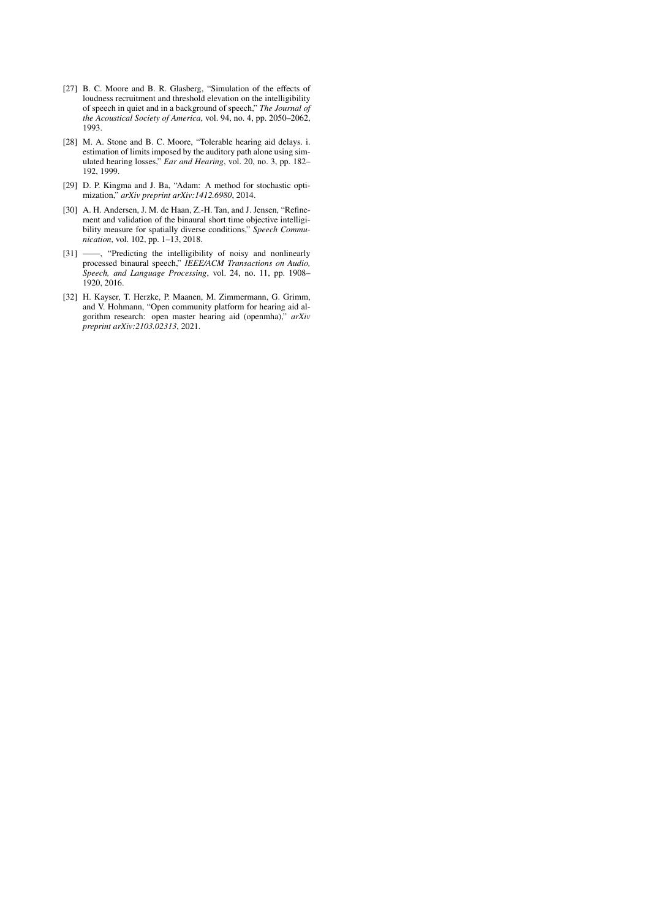[27] B. C. Moore and B. R. Glasberg, "Simulation of the effects of loudness recruitment and threshold elevation on the intelligibility of speech in quiet and in a background of speech," *The Journal of the Acoustical Society of America*, vol. 94, no. 4, pp. 2050–2062, 1993.

[28] M. A. Stone and B. C. Moore, "Tolerable hearing aid delays. i. estimation of limits imposed by the auditory path alone using simulated hearing losses," *Ear and Hearing*, vol. 20, no. 3, pp. 182–192, 1999.

[29] D. P. Kingma and J. Ba, "Adam: A method for stochastic optimization," *arXiv preprint arXiv:1412.6980*, 2014.

[30] A. H. Andersen, J. M. de Haan, Z.-H. Tan, and J. Jensen, "Refinement and validation of the binaural short time objective intelligibility measure for spatially diverse conditions," *Speech Communication*, vol. 102, pp. 1–13, 2018.

[31] ——, "Predicting the intelligibility of noisy and nonlinearly processed binaural speech," *IEEE/ACM Transactions on Audio, Speech, and Language Processing*, vol. 24, no. 11, pp. 1908–1920, 2016.

[32] H. Kayser, T. Herzke, P. Maanen, M. Zimmermann, G. Grimm, and V. Hohmann, "Open community platform for hearing aid algorithm research: open master hearing aid (openmha)," *arXiv preprint arXiv:2103.02313*, 2021.